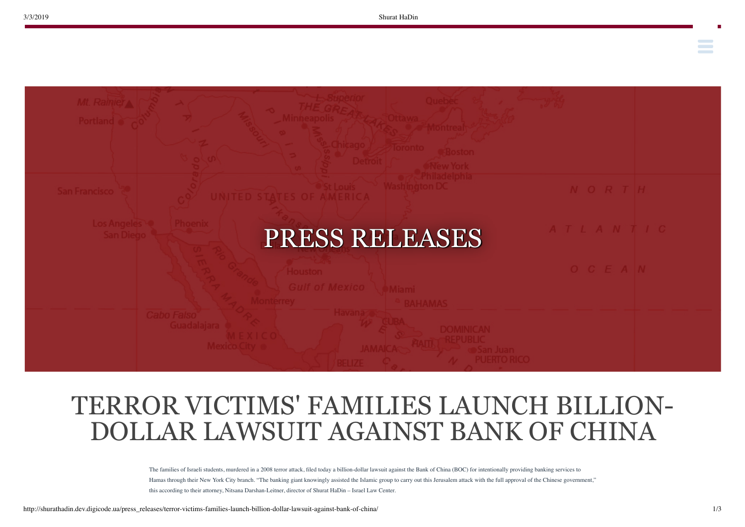# PRESS RELEASES

# TERROR VICTIMS' FAMILIES LAUNCH BILLION-DOLLAR LAWSUIT AGAINST BANK OF CHINA

The families of Israeli students, murdered in a 2008 terror attack, filed today a billion-dollar lawsuit against the Bank of China (BOC) for intentionally providing banking services to Hamas through their New York City branch. "The banking giant knowingly assisted the Islamic group to carry out this Jerusalem attack with the full approval of the Chinese government," this according to their attorney, Nitsana Darshan-Leitner, director of Shurat HaDin – Israel Law Center.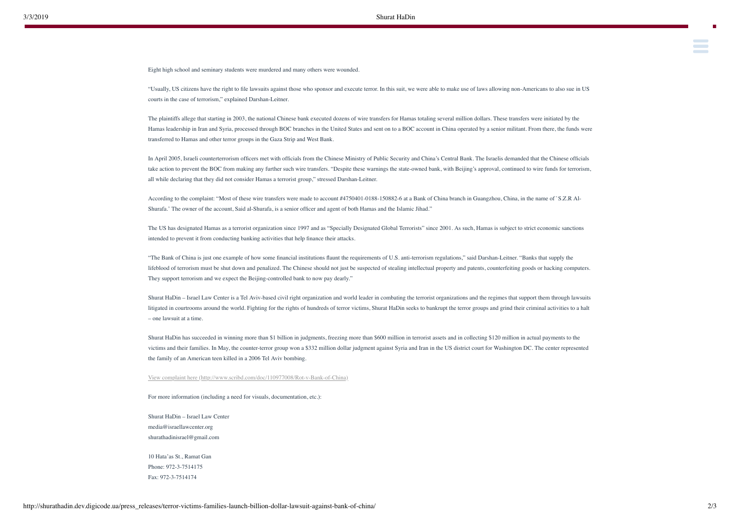Eight high school and seminary students were murdered and many others were wounded.

"Usually, US citizens have the right to file lawsuits against those who sponsor and execute terror. In this suit, we were able to make use of laws allowing non-Americans to also sue in US courts in the case of terrorism," explained Darshan-Leitner.

The plaintiffs allege that starting in 2003, the national Chinese bank executed dozens of wire transfers for Hamas totaling several million dollars. These transfers were initiated by the Hamas leadership in Iran and Syria, processed through BOC branches in the United States and sent on to a BOC account in China operated by a senior militant. From there, the funds were transferred to Hamas and other terror groups in the Gaza Strip and West Bank.

In April 2005, Israeli counterterrorism officers met with officials from the Chinese Ministry of Public Security and China's Central Bank. The Israelis demanded that the Chinese officials take action to prevent the BOC from making any further such wire transfers. "Despite these warnings the state-owned bank, with Beijing's approval, continued to wire funds for terrorism, all while declaring that they did not consider Hamas a terrorist group," stressed Darshan-Leitner.

According to the complaint: "Most of these wire transfers were made to account #4750401-0188-150882-6 at a Bank of China branch in Guangzhou, China, in the name of `S.Z.R Al-Shurafa.' The owner of the account, Said al-Shurafa, is a senior officer and agent of both Hamas and the Islamic Jihad."

The US has designated Hamas as a terrorist organization since 1997 and as "Specially Designated Global Terrorists" since 2001. As such, Hamas is subject to strict economic sanctions intended to prevent it from conducting banking activities that help finance their attacks.

"The Bank of China is just one example of how some financial institutions flaunt the requirements of U.S. anti-terrorism regulations," said Darshan-Leitner. "Banks that supply the lifeblood of terrorism must be shut down and penalized. The Chinese should not just be suspected of stealing intellectual property and patents, counterfeiting goods or hacking computers. They support terrorism and we expect the Beijing-controlled bank to now pay dearly."

Shurat HaDin – Israel Law Center is a Tel Aviv-based civil right organization and world leader in combating the terrorist organizations and the regimes that support them through lawsuits litigated in courtrooms around the world. Fighting for the rights of hundreds of terror victims, Shurat HaDin seeks to bankrupt the terror groups and grind their criminal activities to a halt – one lawsuit at a time.

Shurat HaDin has succeeded in winning more than $1 billion in judgments, freezing more than $600 million in terrorist assets and in collecting $120 million in actual payments to the victims and their families. In May, the counter-terror group won a $332 million dollar judgment against Syria and Iran in the US district court for Washington DC. The center represented the family of an American teen killed in a 2006 Tel Aviv bombing.

View complaint here (http://www.scribd.com/doc/110977008/Rot-v-Bank-of-China)

For more information (including a need for visuals, documentation, etc.):

Shurat HaDin – Israel Law Center
media@israellawcenter.org
shurathadinisrael@gmail.com

10 Hata'as St., Ramat Gan
Phone: 972-3-7514175
Fax: 972-3-7514174